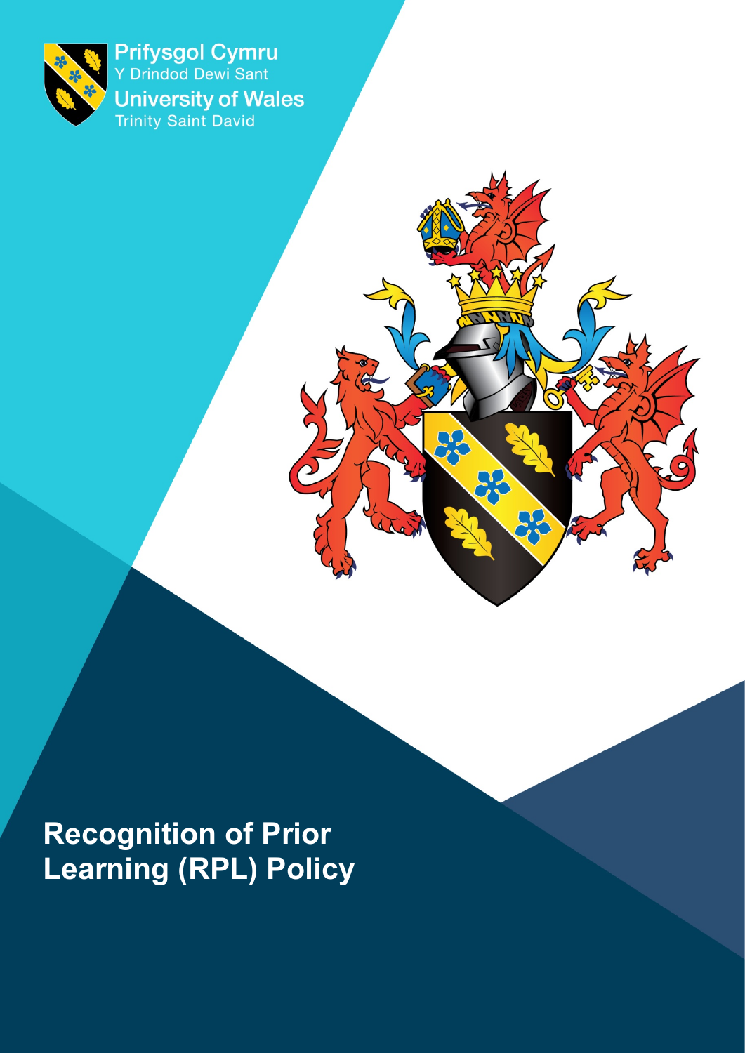Prifysgol Cymru
Y Drindod Dewi Sant
University of Wales
Trinity Saint David

# Recognition of Prior Learning (RPL) Policy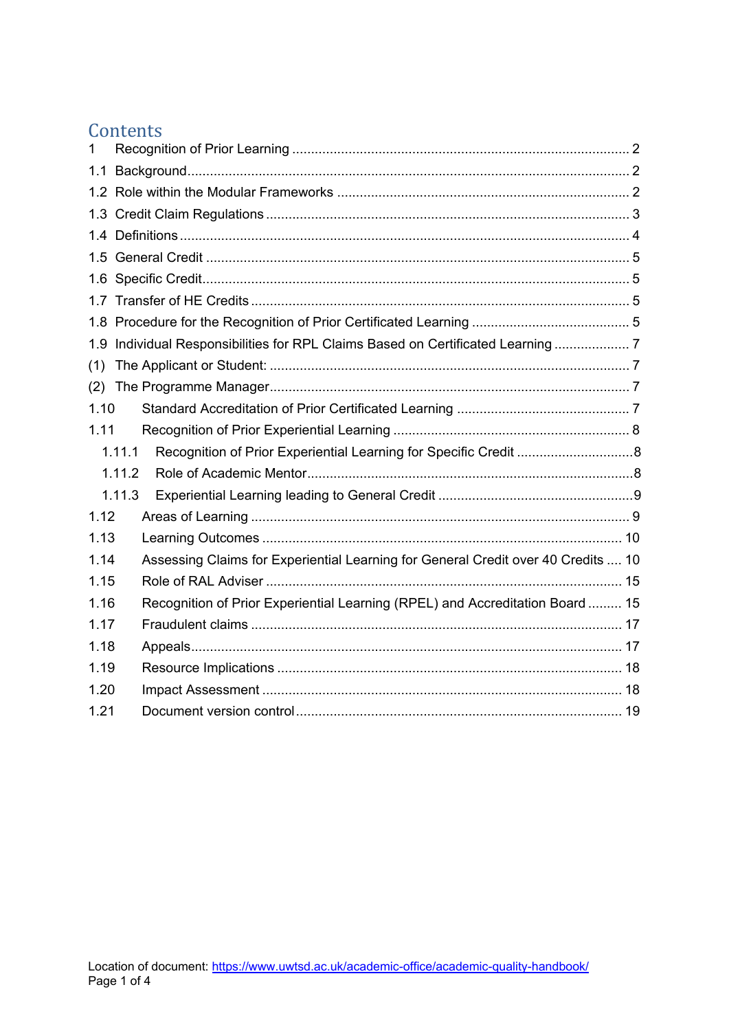# Contents

1 Recognition of Prior Learning ........................................................................................... 2
1.1 Background...................................................................................................................... 2
1.2 Role within the Modular Frameworks .............................................................................. 2
1.3 Credit Claim Regulations ................................................................................................. 3
1.4 Definitions ........................................................................................................................ 4
1.5 General Credit ................................................................................................................. 5
1.6 Specific Credit................................................................................................................... 5
1.7 Transfer of HE Credits ..................................................................................................... 5
1.8 Procedure for the Recognition of Prior Certificated Learning .......................................... 5
1.9 Individual Responsibilities for RPL Claims Based on Certificated Learning .................... 7
(1) The Applicant or Student: ................................................................................................ 7
(2) The Programme Manager................................................................................................ 7
1.10 Standard Accreditation of Prior Certificated Learning ................................................. 7
1.11 Recognition of Prior Experiential Learning ................................................................. 8
1.11.1 Recognition of Prior Experiential Learning for Specific Credit ............................... 8
1.11.2 Role of Academic Mentor........................................................................................ 8
1.11.3 Experiential Learning leading to General Credit .................................................... 9
1.12 Areas of Learning ........................................................................................................ 9
1.13 Learning Outcomes .................................................................................................... 10
1.14 Assessing Claims for Experiential Learning for General Credit over 40 Credits .... 10
1.15 Role of RAL Adviser .................................................................................................. 15
1.16 Recognition of Prior Experiential Learning (RPEL) and Accreditation Board ......... 15
1.17 Fraudulent claims ...................................................................................................... 17
1.18 Appeals...................................................................................................................... 17
1.19 Resource Implications ............................................................................................... 18
1.20 Impact Assessment .................................................................................................... 18
1.21 Document version control.......................................................................................... 19

Location of document: https://www.uwtsd.ac.uk/academic-office/academic-quality-handbook/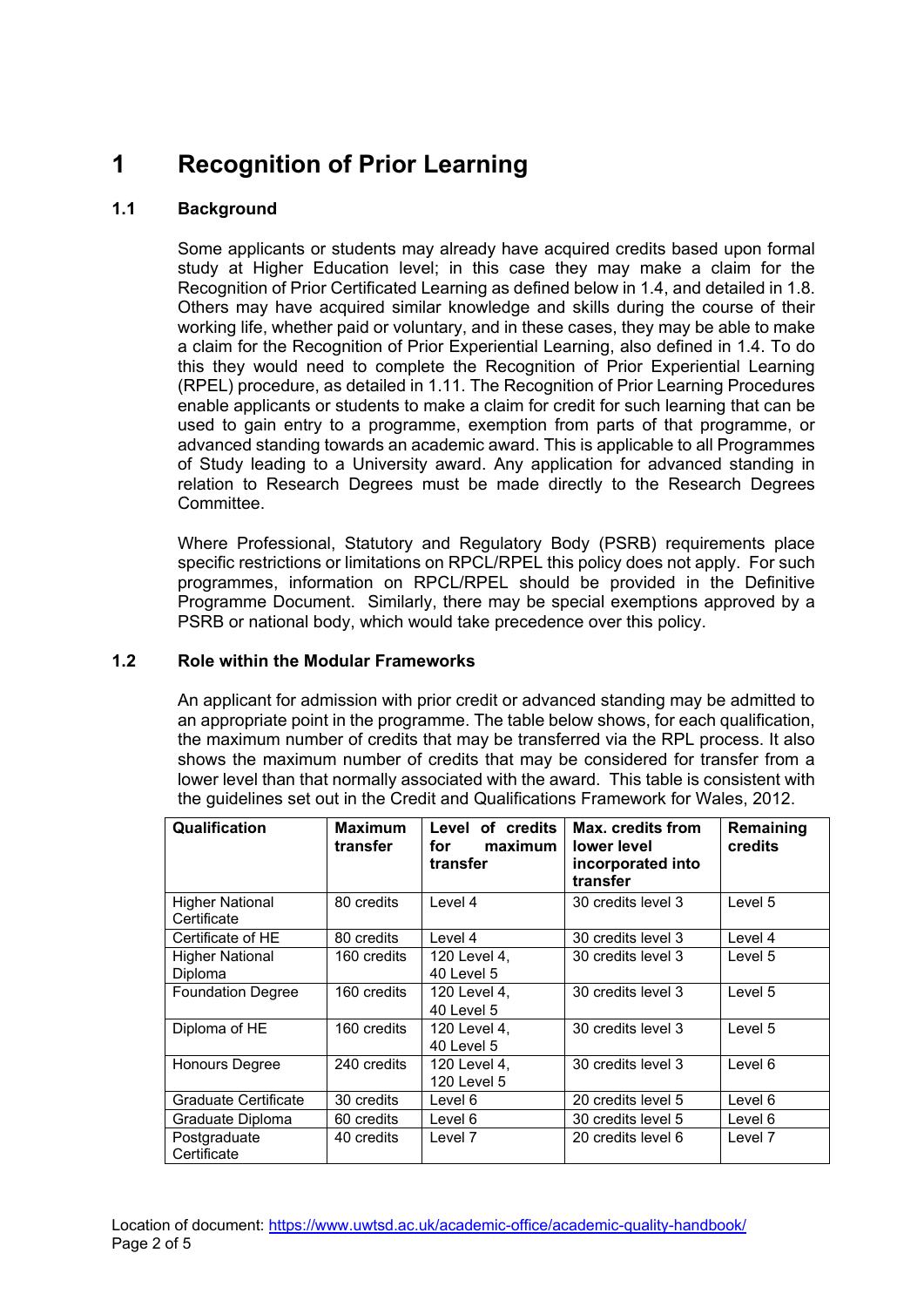# 1 Recognition of Prior Learning

## 1.1 Background

Some applicants or students may already have acquired credits based upon formal study at Higher Education level; in this case they may make a claim for the Recognition of Prior Certificated Learning as defined below in 1.4, and detailed in 1.8. Others may have acquired similar knowledge and skills during the course of their working life, whether paid or voluntary, and in these cases, they may be able to make a claim for the Recognition of Prior Experiential Learning, also defined in 1.4. To do this they would need to complete the Recognition of Prior Experiential Learning (RPEL) procedure, as detailed in 1.11. The Recognition of Prior Learning Procedures enable applicants or students to make a claim for credit for such learning that can be used to gain entry to a programme, exemption from parts of that programme, or advanced standing towards an academic award. This is applicable to all Programmes of Study leading to a University award. Any application for advanced standing in relation to Research Degrees must be made directly to the Research Degrees Committee.

Where Professional, Statutory and Regulatory Body (PSRB) requirements place specific restrictions or limitations on RPCL/RPEL this policy does not apply. For such programmes, information on RPCL/RPEL should be provided in the Definitive Programme Document. Similarly, there may be special exemptions approved by a PSRB or national body, which would take precedence over this policy.

## 1.2 Role within the Modular Frameworks

An applicant for admission with prior credit or advanced standing may be admitted to an appropriate point in the programme. The table below shows, for each qualification, the maximum number of credits that may be transferred via the RPL process. It also shows the maximum number of credits that may be considered for transfer from a lower level than that normally associated with the award. This table is consistent with the guidelines set out in the Credit and Qualifications Framework for Wales, 2012.

| Qualification | Maximum transfer | Level of credits for maximum transfer | Max. credits from lower level incorporated into transfer | Remaining credits |
|---|---|---|---|---|
| Higher National Certificate | 80 credits | Level 4 | 30 credits level 3 | Level 5 |
| Certificate of HE | 80 credits | Level 4 | 30 credits level 3 | Level 4 |
| Higher National Diploma | 160 credits | 120 Level 4, 40 Level 5 | 30 credits level 3 | Level 5 |
| Foundation Degree | 160 credits | 120 Level 4, 40 Level 5 | 30 credits level 3 | Level 5 |
| Diploma of HE | 160 credits | 120 Level 4, 40 Level 5 | 30 credits level 3 | Level 5 |
| Honours Degree | 240 credits | 120 Level 4, 120 Level 5 | 30 credits level 3 | Level 6 |
| Graduate Certificate | 30 credits | Level 6 | 20 credits level 5 | Level 6 |
| Graduate Diploma | 60 credits | Level 6 | 30 credits level 5 | Level 6 |
| Postgraduate Certificate | 40 credits | Level 7 | 20 credits level 6 | Level 7 |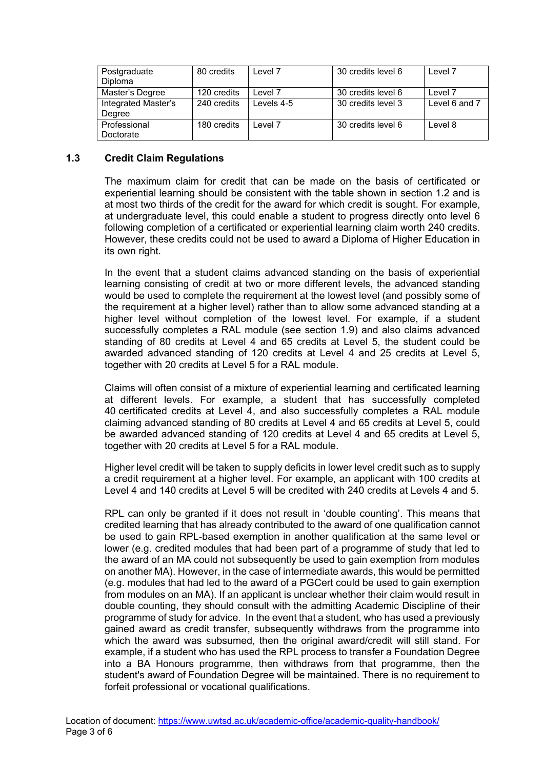| Postgraduate Diploma | 80 credits | Level 7 | 30 credits level 6 | Level 7 |
|---|---|---|---|---|
| Master's Degree | 120 credits | Level 7 | 30 credits level 6 | Level 7 |
| Integrated Master's Degree | 240 credits | Levels 4-5 | 30 credits level 3 | Level 6 and 7 |
| Professional Doctorate | 180 credits | Level 7 | 30 credits level 6 | Level 8 |

### 1.3 Credit Claim Regulations

The maximum claim for credit that can be made on the basis of certificated or experiential learning should be consistent with the table shown in section 1.2 and is at most two thirds of the credit for the award for which credit is sought. For example, at undergraduate level, this could enable a student to progress directly onto level 6 following completion of a certificated or experiential learning claim worth 240 credits. However, these credits could not be used to award a Diploma of Higher Education in its own right.

In the event that a student claims advanced standing on the basis of experiential learning consisting of credit at two or more different levels, the advanced standing would be used to complete the requirement at the lowest level (and possibly some of the requirement at a higher level) rather than to allow some advanced standing at a higher level without completion of the lowest level. For example, if a student successfully completes a RAL module (see section 1.9) and also claims advanced standing of 80 credits at Level 4 and 65 credits at Level 5, the student could be awarded advanced standing of 120 credits at Level 4 and 25 credits at Level 5, together with 20 credits at Level 5 for a RAL module.

Claims will often consist of a mixture of experiential learning and certificated learning at different levels. For example, a student that has successfully completed 40 certificated credits at Level 4, and also successfully completes a RAL module claiming advanced standing of 80 credits at Level 4 and 65 credits at Level 5, could be awarded advanced standing of 120 credits at Level 4 and 65 credits at Level 5, together with 20 credits at Level 5 for a RAL module.

Higher level credit will be taken to supply deficits in lower level credit such as to supply a credit requirement at a higher level. For example, an applicant with 100 credits at Level 4 and 140 credits at Level 5 will be credited with 240 credits at Levels 4 and 5.

RPL can only be granted if it does not result in 'double counting'. This means that credited learning that has already contributed to the award of one qualification cannot be used to gain RPL-based exemption in another qualification at the same level or lower (e.g. credited modules that had been part of a programme of study that led to the award of an MA could not subsequently be used to gain exemption from modules on another MA). However, in the case of intermediate awards, this would be permitted (e.g. modules that had led to the award of a PGCert could be used to gain exemption from modules on an MA). If an applicant is unclear whether their claim would result in double counting, they should consult with the admitting Academic Discipline of their programme of study for advice. In the event that a student, who has used a previously gained award as credit transfer, subsequently withdraws from the programme into which the award was subsumed, then the original award/credit will still stand. For example, if a student who has used the RPL process to transfer a Foundation Degree into a BA Honours programme, then withdraws from that programme, then the student's award of Foundation Degree will be maintained. There is no requirement to forfeit professional or vocational qualifications.

Location of document: https://www.uwtsd.ac.uk/academic-office/academic-quality-handbook/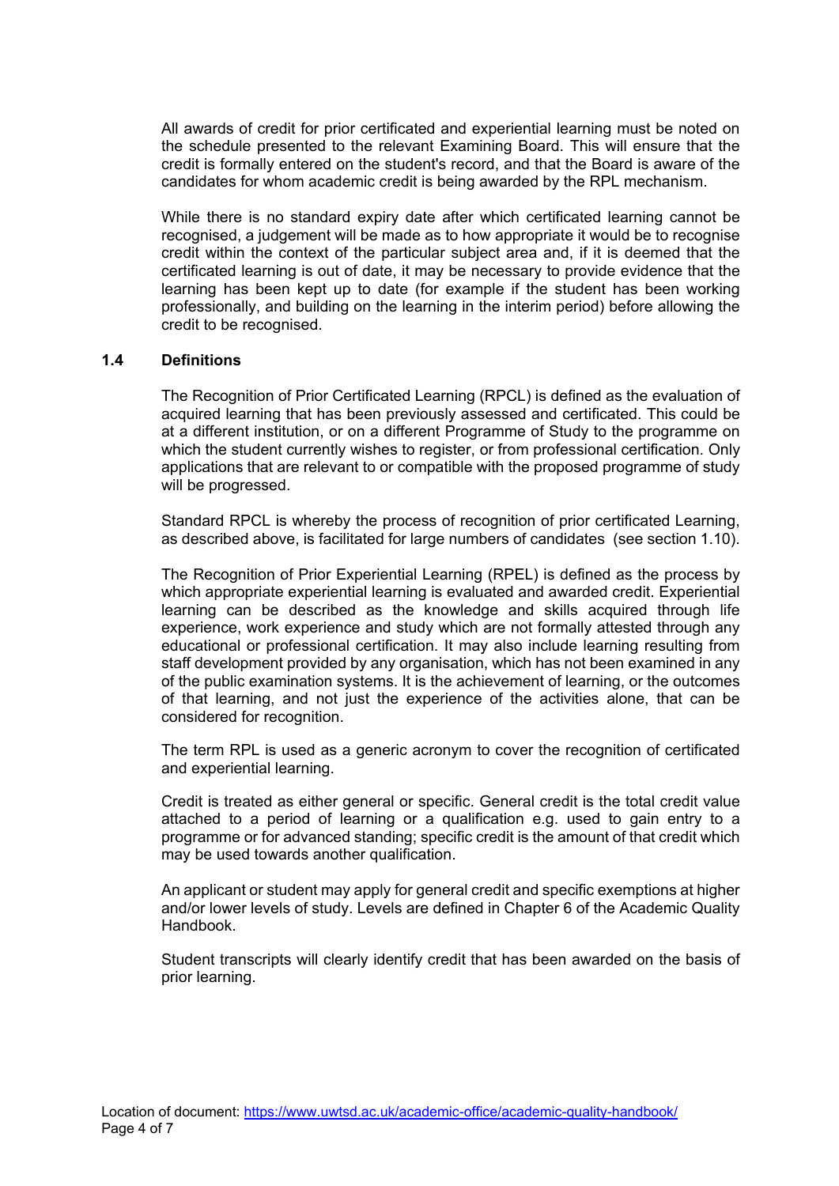All awards of credit for prior certificated and experiential learning must be noted on the schedule presented to the relevant Examining Board. This will ensure that the credit is formally entered on the student's record, and that the Board is aware of the candidates for whom academic credit is being awarded by the RPL mechanism.

While there is no standard expiry date after which certificated learning cannot be recognised, a judgement will be made as to how appropriate it would be to recognise credit within the context of the particular subject area and, if it is deemed that the certificated learning is out of date, it may be necessary to provide evidence that the learning has been kept up to date (for example if the student has been working professionally, and building on the learning in the interim period) before allowing the credit to be recognised.

### 1.4 Definitions

The Recognition of Prior Certificated Learning (RPCL) is defined as the evaluation of acquired learning that has been previously assessed and certificated. This could be at a different institution, or on a different Programme of Study to the programme on which the student currently wishes to register, or from professional certification. Only applications that are relevant to or compatible with the proposed programme of study will be progressed.

Standard RPCL is whereby the process of recognition of prior certificated Learning, as described above, is facilitated for large numbers of candidates (see section 1.10).

The Recognition of Prior Experiential Learning (RPEL) is defined as the process by which appropriate experiential learning is evaluated and awarded credit. Experiential learning can be described as the knowledge and skills acquired through life experience, work experience and study which are not formally attested through any educational or professional certification. It may also include learning resulting from staff development provided by any organisation, which has not been examined in any of the public examination systems. It is the achievement of learning, or the outcomes of that learning, and not just the experience of the activities alone, that can be considered for recognition.

The term RPL is used as a generic acronym to cover the recognition of certificated and experiential learning.

Credit is treated as either general or specific. General credit is the total credit value attached to a period of learning or a qualification e.g. used to gain entry to a programme or for advanced standing; specific credit is the amount of that credit which may be used towards another qualification.

An applicant or student may apply for general credit and specific exemptions at higher and/or lower levels of study. Levels are defined in Chapter 6 of the Academic Quality Handbook.

Student transcripts will clearly identify credit that has been awarded on the basis of prior learning.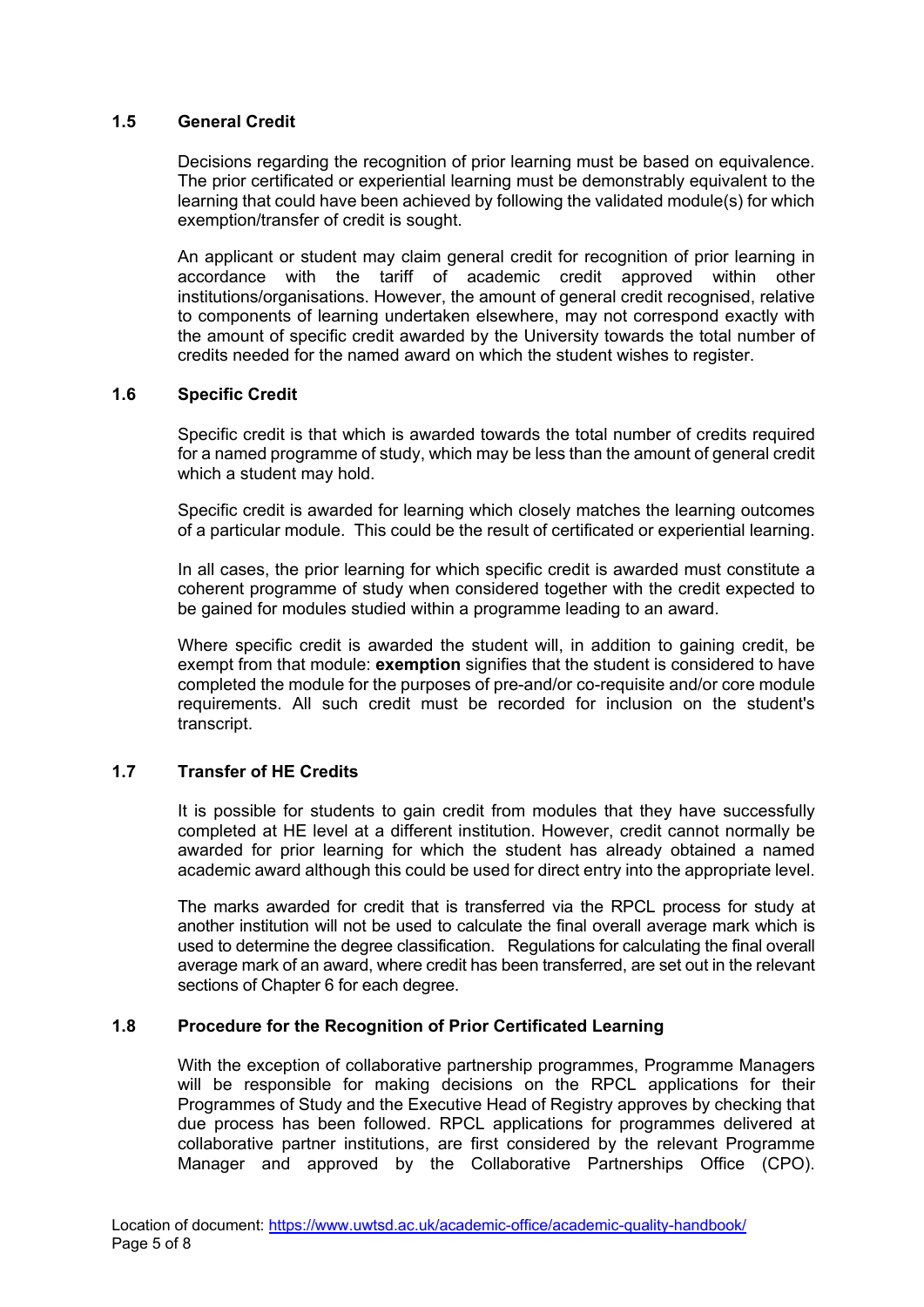### 1.5 General Credit

Decisions regarding the recognition of prior learning must be based on equivalence. The prior certificated or experiential learning must be demonstrably equivalent to the learning that could have been achieved by following the validated module(s) for which exemption/transfer of credit is sought.

An applicant or student may claim general credit for recognition of prior learning in accordance with the tariff of academic credit approved within other institutions/organisations. However, the amount of general credit recognised, relative to components of learning undertaken elsewhere, may not correspond exactly with the amount of specific credit awarded by the University towards the total number of credits needed for the named award on which the student wishes to register.

### 1.6 Specific Credit

Specific credit is that which is awarded towards the total number of credits required for a named programme of study, which may be less than the amount of general credit which a student may hold.

Specific credit is awarded for learning which closely matches the learning outcomes of a particular module. This could be the result of certificated or experiential learning.

In all cases, the prior learning for which specific credit is awarded must constitute a coherent programme of study when considered together with the credit expected to be gained for modules studied within a programme leading to an award.

Where specific credit is awarded the student will, in addition to gaining credit, be exempt from that module: **exemption** signifies that the student is considered to have completed the module for the purposes of pre-and/or co-requisite and/or core module requirements. All such credit must be recorded for inclusion on the student's transcript.

### 1.7 Transfer of HE Credits

It is possible for students to gain credit from modules that they have successfully completed at HE level at a different institution. However, credit cannot normally be awarded for prior learning for which the student has already obtained a named academic award although this could be used for direct entry into the appropriate level.

The marks awarded for credit that is transferred via the RPCL process for study at another institution will not be used to calculate the final overall average mark which is used to determine the degree classification. Regulations for calculating the final overall average mark of an award, where credit has been transferred, are set out in the relevant sections of Chapter 6 for each degree.

### 1.8 Procedure for the Recognition of Prior Certificated Learning

With the exception of collaborative partnership programmes, Programme Managers will be responsible for making decisions on the RPCL applications for their Programmes of Study and the Executive Head of Registry approves by checking that due process has been followed. RPCL applications for programmes delivered at collaborative partner institutions, are first considered by the relevant Programme Manager and approved by the Collaborative Partnerships Office (CPO).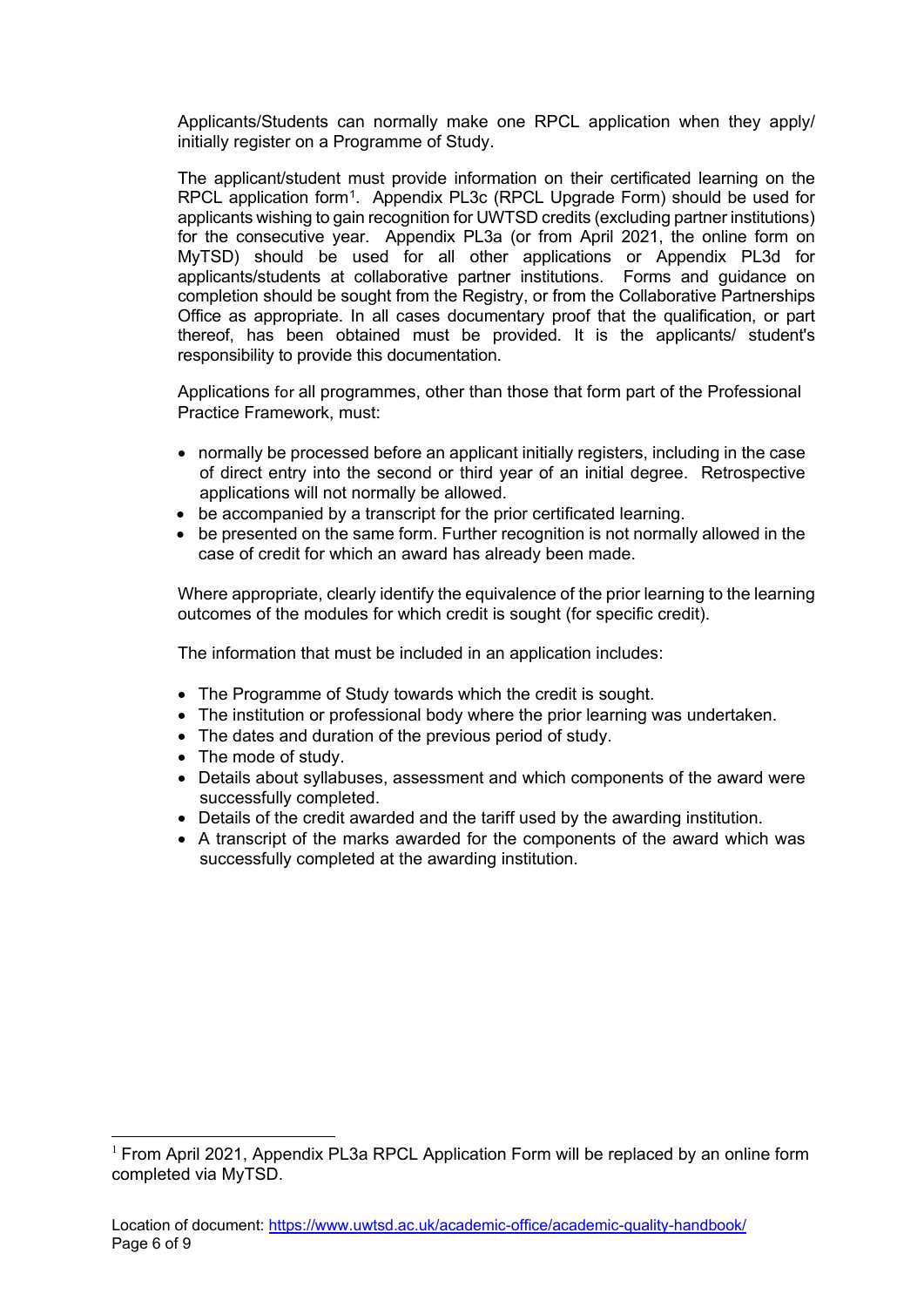Applicants/Students can normally make one RPCL application when they apply/ initially register on a Programme of Study.

The applicant/student must provide information on their certificated learning on the RPCL application form[1]. Appendix PL3c (RPCL Upgrade Form) should be used for applicants wishing to gain recognition for UWTSD credits (excluding partner institutions) for the consecutive year. Appendix PL3a (or from April 2021, the online form on MyTSD) should be used for all other applications or Appendix PL3d for applicants/students at collaborative partner institutions. Forms and guidance on completion should be sought from the Registry, or from the Collaborative Partnerships Office as appropriate. In all cases documentary proof that the qualification, or part thereof, has been obtained must be provided. It is the applicants/ student's responsibility to provide this documentation.

Applications for all programmes, other than those that form part of the Professional Practice Framework, must:

- normally be processed before an applicant initially registers, including in the case of direct entry into the second or third year of an initial degree. Retrospective applications will not normally be allowed.
- be accompanied by a transcript for the prior certificated learning.
- be presented on the same form. Further recognition is not normally allowed in the case of credit for which an award has already been made.

Where appropriate, clearly identify the equivalence of the prior learning to the learning outcomes of the modules for which credit is sought (for specific credit).

The information that must be included in an application includes:

- The Programme of Study towards which the credit is sought.
- The institution or professional body where the prior learning was undertaken.
- The dates and duration of the previous period of study.
- The mode of study.
- Details about syllabuses, assessment and which components of the award were successfully completed.
- Details of the credit awarded and the tariff used by the awarding institution.
- A transcript of the marks awarded for the components of the award which was successfully completed at the awarding institution.

[1] From April 2021, Appendix PL3a RPCL Application Form will be replaced by an online form completed via MyTSD.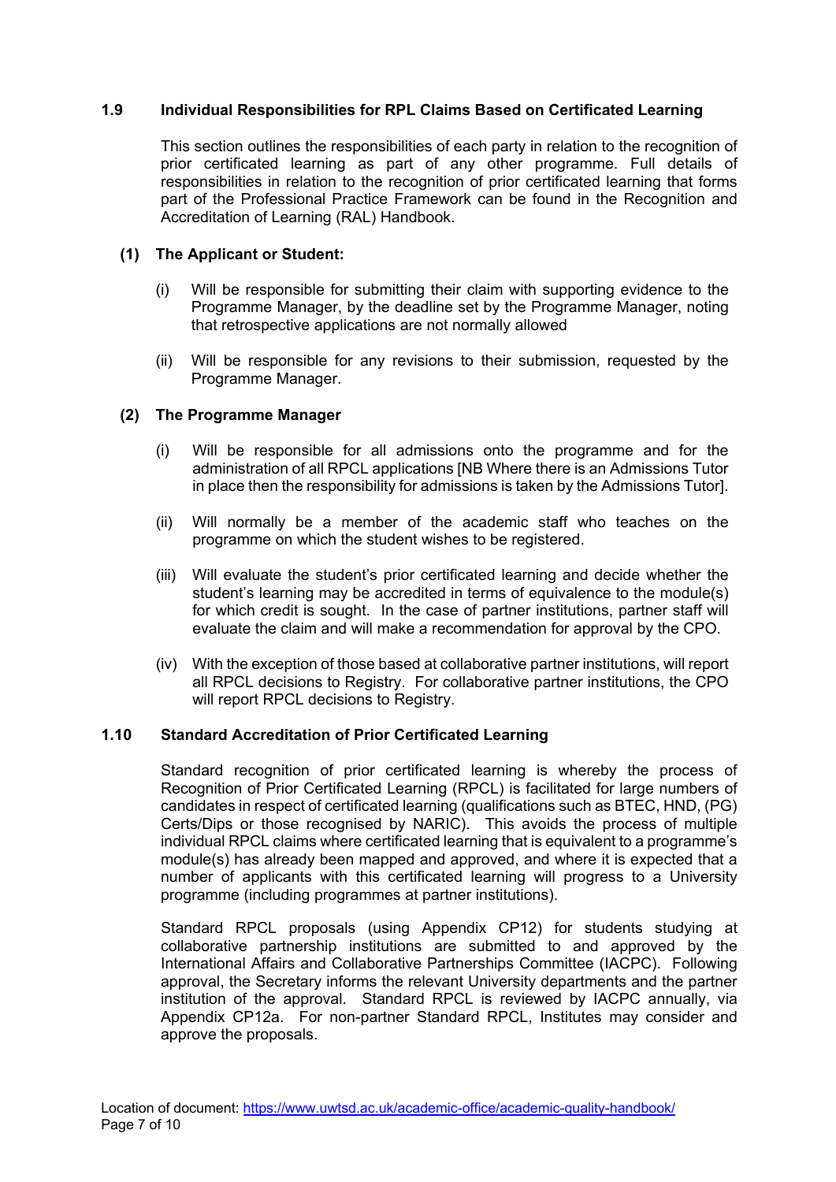## 1.9 Individual Responsibilities for RPL Claims Based on Certificated Learning

This section outlines the responsibilities of each party in relation to the recognition of prior certificated learning as part of any other programme. Full details of responsibilities in relation to the recognition of prior certificated learning that forms part of the Professional Practice Framework can be found in the Recognition and Accreditation of Learning (RAL) Handbook.

### (1) The Applicant or Student:

(i) Will be responsible for submitting their claim with supporting evidence to the Programme Manager, by the deadline set by the Programme Manager, noting that retrospective applications are not normally allowed

(ii) Will be responsible for any revisions to their submission, requested by the Programme Manager.

### (2) The Programme Manager

(i) Will be responsible for all admissions onto the programme and for the administration of all RPCL applications [NB Where there is an Admissions Tutor in place then the responsibility for admissions is taken by the Admissions Tutor].

(ii) Will normally be a member of the academic staff who teaches on the programme on which the student wishes to be registered.

(iii) Will evaluate the student's prior certificated learning and decide whether the student's learning may be accredited in terms of equivalence to the module(s) for which credit is sought. In the case of partner institutions, partner staff will evaluate the claim and will make a recommendation for approval by the CPO.

(iv) With the exception of those based at collaborative partner institutions, will report all RPCL decisions to Registry. For collaborative partner institutions, the CPO will report RPCL decisions to Registry.

## 1.10 Standard Accreditation of Prior Certificated Learning

Standard recognition of prior certificated learning is whereby the process of Recognition of Prior Certificated Learning (RPCL) is facilitated for large numbers of candidates in respect of certificated learning (qualifications such as BTEC, HND, (PG) Certs/Dips or those recognised by NARIC). This avoids the process of multiple individual RPCL claims where certificated learning that is equivalent to a programme's module(s) has already been mapped and approved, and where it is expected that a number of applicants with this certificated learning will progress to a University programme (including programmes at partner institutions).

Standard RPCL proposals (using Appendix CP12) for students studying at collaborative partnership institutions are submitted to and approved by the International Affairs and Collaborative Partnerships Committee (IACPC). Following approval, the Secretary informs the relevant University departments and the partner institution of the approval. Standard RPCL is reviewed by IACPC annually, via Appendix CP12a. For non-partner Standard RPCL, Institutes may consider and approve the proposals.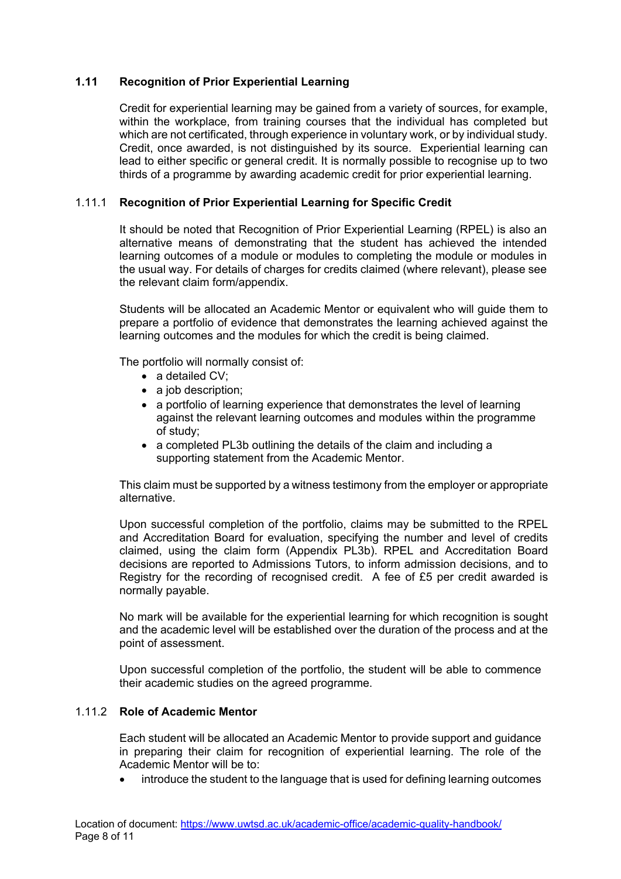## 1.11 Recognition of Prior Experiential Learning

Credit for experiential learning may be gained from a variety of sources, for example, within the workplace, from training courses that the individual has completed but which are not certificated, through experience in voluntary work, or by individual study. Credit, once awarded, is not distinguished by its source. Experiential learning can lead to either specific or general credit. It is normally possible to recognise up to two thirds of a programme by awarding academic credit for prior experiential learning.

### 1.11.1 Recognition of Prior Experiential Learning for Specific Credit

It should be noted that Recognition of Prior Experiential Learning (RPEL) is also an alternative means of demonstrating that the student has achieved the intended learning outcomes of a module or modules to completing the module or modules in the usual way. For details of charges for credits claimed (where relevant), please see the relevant claim form/appendix.

Students will be allocated an Academic Mentor or equivalent who will guide them to prepare a portfolio of evidence that demonstrates the learning achieved against the learning outcomes and the modules for which the credit is being claimed.

The portfolio will normally consist of:

- a detailed CV;
- a job description;
- a portfolio of learning experience that demonstrates the level of learning against the relevant learning outcomes and modules within the programme of study;
- a completed PL3b outlining the details of the claim and including a supporting statement from the Academic Mentor.

This claim must be supported by a witness testimony from the employer or appropriate alternative.

Upon successful completion of the portfolio, claims may be submitted to the RPEL and Accreditation Board for evaluation, specifying the number and level of credits claimed, using the claim form (Appendix PL3b). RPEL and Accreditation Board decisions are reported to Admissions Tutors, to inform admission decisions, and to Registry for the recording of recognised credit. A fee of £5 per credit awarded is normally payable.

No mark will be available for the experiential learning for which recognition is sought and the academic level will be established over the duration of the process and at the point of assessment.

Upon successful completion of the portfolio, the student will be able to commence their academic studies on the agreed programme.

### 1.11.2 Role of Academic Mentor

Each student will be allocated an Academic Mentor to provide support and guidance in preparing their claim for recognition of experiential learning. The role of the Academic Mentor will be to:

- introduce the student to the language that is used for defining learning outcomes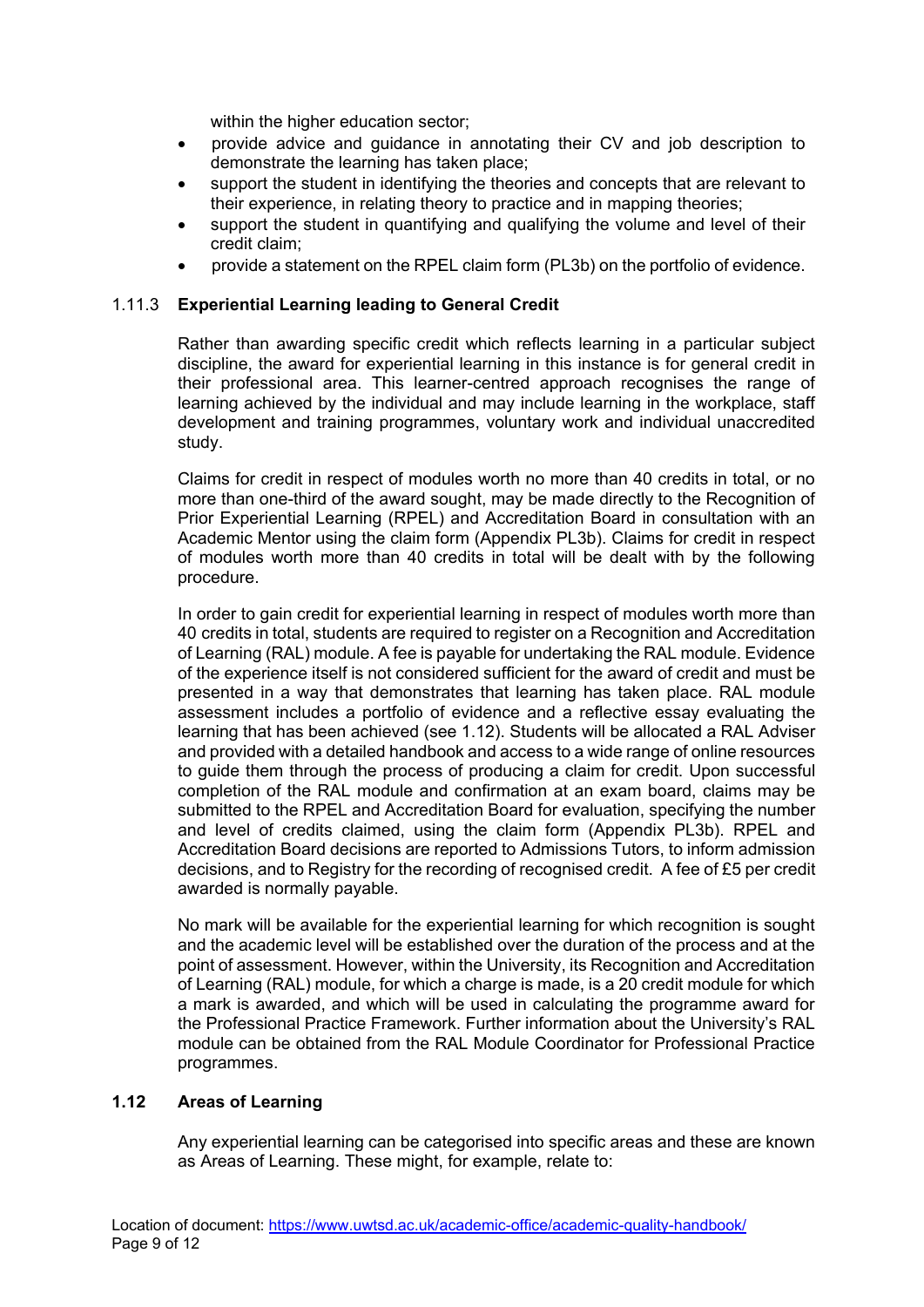within the higher education sector;

- provide advice and guidance in annotating their CV and job description to demonstrate the learning has taken place;
- support the student in identifying the theories and concepts that are relevant to their experience, in relating theory to practice and in mapping theories;
- support the student in quantifying and qualifying the volume and level of their credit claim;
- provide a statement on the RPEL claim form (PL3b) on the portfolio of evidence.

### 1.11.3 Experiential Learning leading to General Credit

Rather than awarding specific credit which reflects learning in a particular subject discipline, the award for experiential learning in this instance is for general credit in their professional area. This learner-centred approach recognises the range of learning achieved by the individual and may include learning in the workplace, staff development and training programmes, voluntary work and individual unaccredited study.

Claims for credit in respect of modules worth no more than 40 credits in total, or no more than one-third of the award sought, may be made directly to the Recognition of Prior Experiential Learning (RPEL) and Accreditation Board in consultation with an Academic Mentor using the claim form (Appendix PL3b). Claims for credit in respect of modules worth more than 40 credits in total will be dealt with by the following procedure.

In order to gain credit for experiential learning in respect of modules worth more than 40 credits in total, students are required to register on a Recognition and Accreditation of Learning (RAL) module. A fee is payable for undertaking the RAL module. Evidence of the experience itself is not considered sufficient for the award of credit and must be presented in a way that demonstrates that learning has taken place. RAL module assessment includes a portfolio of evidence and a reflective essay evaluating the learning that has been achieved (see 1.12). Students will be allocated a RAL Adviser and provided with a detailed handbook and access to a wide range of online resources to guide them through the process of producing a claim for credit. Upon successful completion of the RAL module and confirmation at an exam board, claims may be submitted to the RPEL and Accreditation Board for evaluation, specifying the number and level of credits claimed, using the claim form (Appendix PL3b). RPEL and Accreditation Board decisions are reported to Admissions Tutors, to inform admission decisions, and to Registry for the recording of recognised credit. A fee of £5 per credit awarded is normally payable.

No mark will be available for the experiential learning for which recognition is sought and the academic level will be established over the duration of the process and at the point of assessment. However, within the University, its Recognition and Accreditation of Learning (RAL) module, for which a charge is made, is a 20 credit module for which a mark is awarded, and which will be used in calculating the programme award for the Professional Practice Framework. Further information about the University's RAL module can be obtained from the RAL Module Coordinator for Professional Practice programmes.

## 1.12 Areas of Learning

Any experiential learning can be categorised into specific areas and these are known as Areas of Learning. These might, for example, relate to: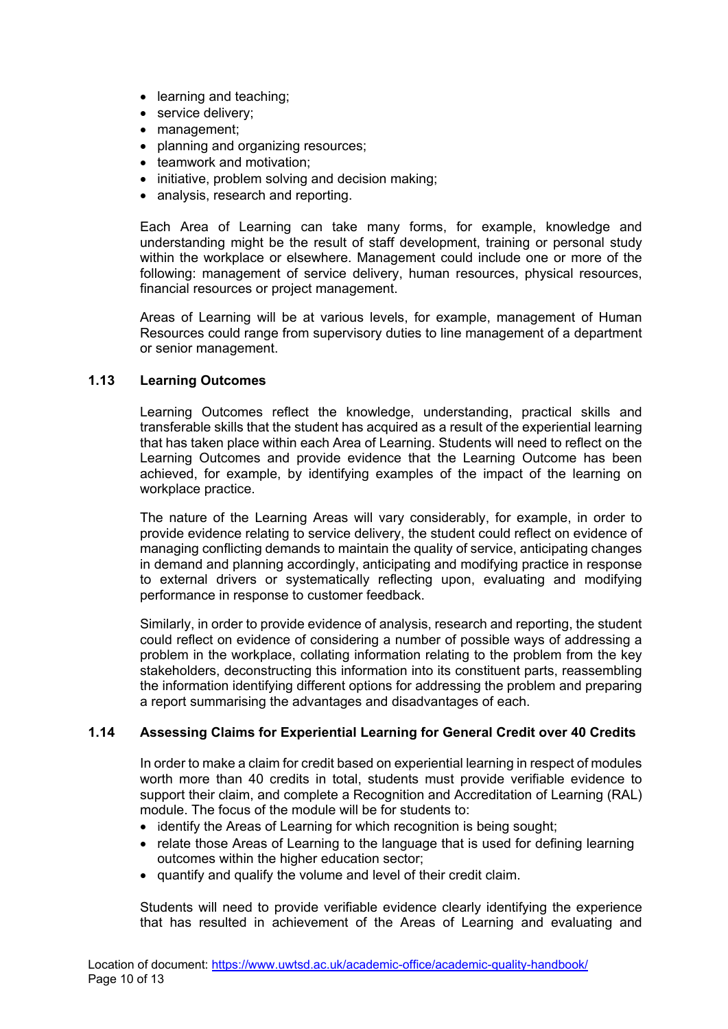- learning and teaching;
- service delivery;
- management;
- planning and organizing resources;
- teamwork and motivation;
- initiative, problem solving and decision making;
- analysis, research and reporting.

Each Area of Learning can take many forms, for example, knowledge and understanding might be the result of staff development, training or personal study within the workplace or elsewhere. Management could include one or more of the following: management of service delivery, human resources, physical resources, financial resources or project management.

Areas of Learning will be at various levels, for example, management of Human Resources could range from supervisory duties to line management of a department or senior management.

### 1.13 Learning Outcomes

Learning Outcomes reflect the knowledge, understanding, practical skills and transferable skills that the student has acquired as a result of the experiential learning that has taken place within each Area of Learning. Students will need to reflect on the Learning Outcomes and provide evidence that the Learning Outcome has been achieved, for example, by identifying examples of the impact of the learning on workplace practice.

The nature of the Learning Areas will vary considerably, for example, in order to provide evidence relating to service delivery, the student could reflect on evidence of managing conflicting demands to maintain the quality of service, anticipating changes in demand and planning accordingly, anticipating and modifying practice in response to external drivers or systematically reflecting upon, evaluating and modifying performance in response to customer feedback.

Similarly, in order to provide evidence of analysis, research and reporting, the student could reflect on evidence of considering a number of possible ways of addressing a problem in the workplace, collating information relating to the problem from the key stakeholders, deconstructing this information into its constituent parts, reassembling the information identifying different options for addressing the problem and preparing a report summarising the advantages and disadvantages of each.

### 1.14 Assessing Claims for Experiential Learning for General Credit over 40 Credits

In order to make a claim for credit based on experiential learning in respect of modules worth more than 40 credits in total, students must provide verifiable evidence to support their claim, and complete a Recognition and Accreditation of Learning (RAL) module. The focus of the module will be for students to:

- identify the Areas of Learning for which recognition is being sought;
- relate those Areas of Learning to the language that is used for defining learning outcomes within the higher education sector;
- quantify and qualify the volume and level of their credit claim.

Students will need to provide verifiable evidence clearly identifying the experience that has resulted in achievement of the Areas of Learning and evaluating and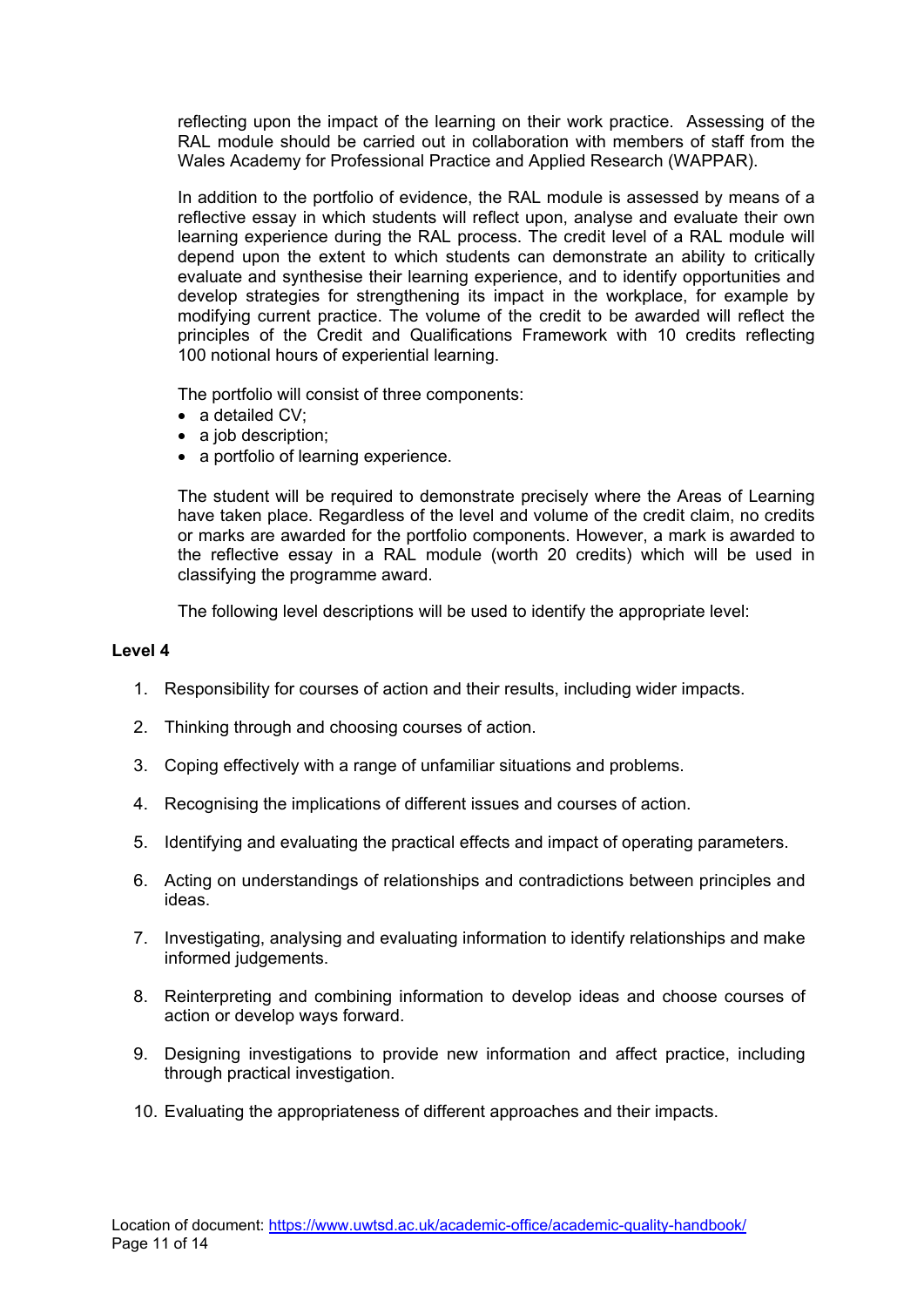reflecting upon the impact of the learning on their work practice. Assessing of the RAL module should be carried out in collaboration with members of staff from the Wales Academy for Professional Practice and Applied Research (WAPPAR).

In addition to the portfolio of evidence, the RAL module is assessed by means of a reflective essay in which students will reflect upon, analyse and evaluate their own learning experience during the RAL process. The credit level of a RAL module will depend upon the extent to which students can demonstrate an ability to critically evaluate and synthesise their learning experience, and to identify opportunities and develop strategies for strengthening its impact in the workplace, for example by modifying current practice. The volume of the credit to be awarded will reflect the principles of the Credit and Qualifications Framework with 10 credits reflecting 100 notional hours of experiential learning.

The portfolio will consist of three components:

- a detailed CV;
- a job description;
- a portfolio of learning experience.

The student will be required to demonstrate precisely where the Areas of Learning have taken place. Regardless of the level and volume of the credit claim, no credits or marks are awarded for the portfolio components. However, a mark is awarded to the reflective essay in a RAL module (worth 20 credits) which will be used in classifying the programme award.

The following level descriptions will be used to identify the appropriate level:

**Level 4**

1. Responsibility for courses of action and their results, including wider impacts.
2. Thinking through and choosing courses of action.
3. Coping effectively with a range of unfamiliar situations and problems.
4. Recognising the implications of different issues and courses of action.
5. Identifying and evaluating the practical effects and impact of operating parameters.
6. Acting on understandings of relationships and contradictions between principles and ideas.
7. Investigating, analysing and evaluating information to identify relationships and make informed judgements.
8. Reinterpreting and combining information to develop ideas and choose courses of action or develop ways forward.
9. Designing investigations to provide new information and affect practice, including through practical investigation.
10. Evaluating the appropriateness of different approaches and their impacts.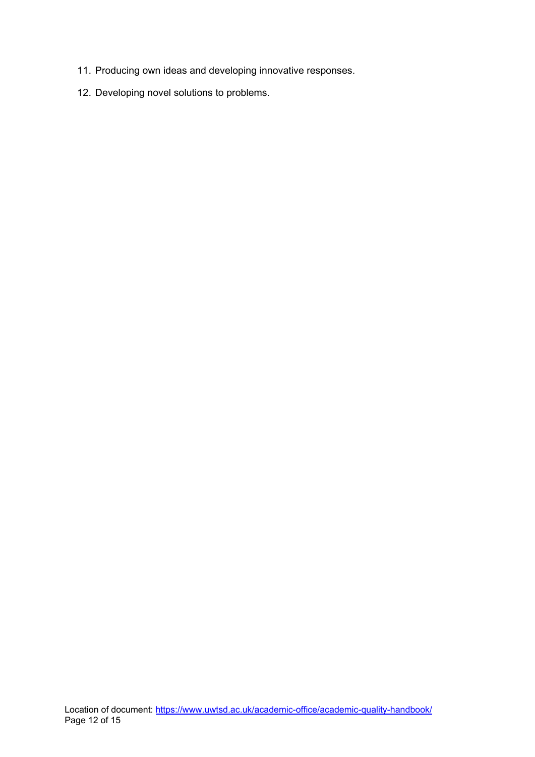11. Producing own ideas and developing innovative responses.
12. Developing novel solutions to problems.

Location of document: https://www.uwtsd.ac.uk/academic-office/academic-quality-handbook/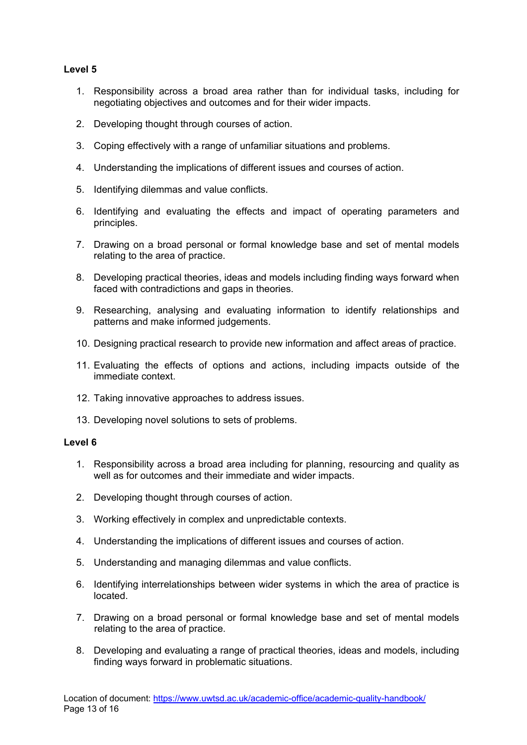**Level 5**

1. Responsibility across a broad area rather than for individual tasks, including for negotiating objectives and outcomes and for their wider impacts.
2. Developing thought through courses of action.
3. Coping effectively with a range of unfamiliar situations and problems.
4. Understanding the implications of different issues and courses of action.
5. Identifying dilemmas and value conflicts.
6. Identifying and evaluating the effects and impact of operating parameters and principles.
7. Drawing on a broad personal or formal knowledge base and set of mental models relating to the area of practice.
8. Developing practical theories, ideas and models including finding ways forward when faced with contradictions and gaps in theories.
9. Researching, analysing and evaluating information to identify relationships and patterns and make informed judgements.
10. Designing practical research to provide new information and affect areas of practice.
11. Evaluating the effects of options and actions, including impacts outside of the immediate context.
12. Taking innovative approaches to address issues.
13. Developing novel solutions to sets of problems.

**Level 6**

1. Responsibility across a broad area including for planning, resourcing and quality as well as for outcomes and their immediate and wider impacts.
2. Developing thought through courses of action.
3. Working effectively in complex and unpredictable contexts.
4. Understanding the implications of different issues and courses of action.
5. Understanding and managing dilemmas and value conflicts.
6. Identifying interrelationships between wider systems in which the area of practice is located.
7. Drawing on a broad personal or formal knowledge base and set of mental models relating to the area of practice.
8. Developing and evaluating a range of practical theories, ideas and models, including finding ways forward in problematic situations.

Location of document: https://www.uwtsd.ac.uk/academic-office/academic-quality-handbook/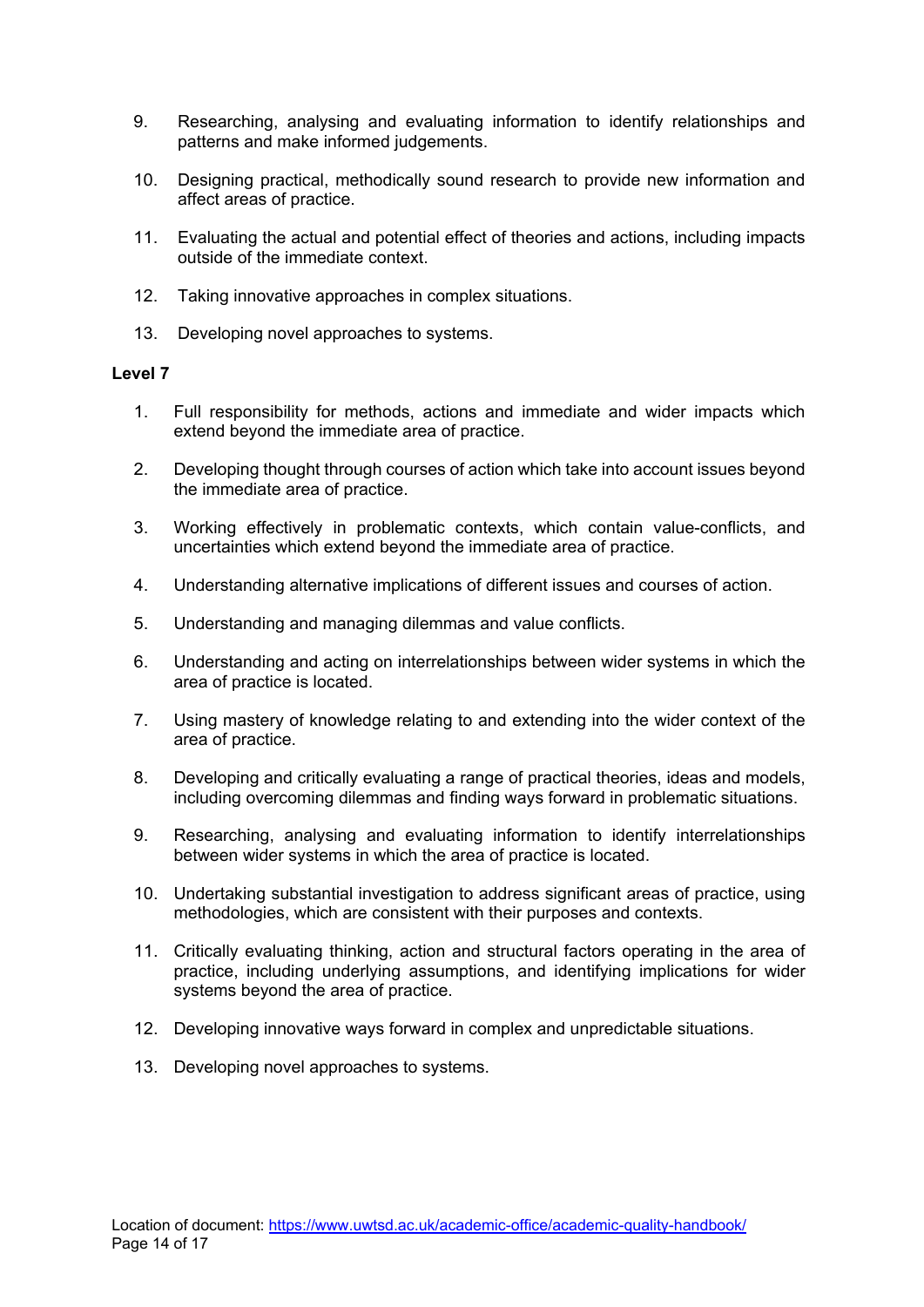9. Researching, analysing and evaluating information to identify relationships and patterns and make informed judgements.

10. Designing practical, methodically sound research to provide new information and affect areas of practice.

11. Evaluating the actual and potential effect of theories and actions, including impacts outside of the immediate context.

12. Taking innovative approaches in complex situations.

13. Developing novel approaches to systems.

**Level 7**

1. Full responsibility for methods, actions and immediate and wider impacts which extend beyond the immediate area of practice.

2. Developing thought through courses of action which take into account issues beyond the immediate area of practice.

3. Working effectively in problematic contexts, which contain value-conflicts, and uncertainties which extend beyond the immediate area of practice.

4. Understanding alternative implications of different issues and courses of action.

5. Understanding and managing dilemmas and value conflicts.

6. Understanding and acting on interrelationships between wider systems in which the area of practice is located.

7. Using mastery of knowledge relating to and extending into the wider context of the area of practice.

8. Developing and critically evaluating a range of practical theories, ideas and models, including overcoming dilemmas and finding ways forward in problematic situations.

9. Researching, analysing and evaluating information to identify interrelationships between wider systems in which the area of practice is located.

10. Undertaking substantial investigation to address significant areas of practice, using methodologies, which are consistent with their purposes and contexts.

11. Critically evaluating thinking, action and structural factors operating in the area of practice, including underlying assumptions, and identifying implications for wider systems beyond the area of practice.

12. Developing innovative ways forward in complex and unpredictable situations.

13. Developing novel approaches to systems.

Location of document: https://www.uwtsd.ac.uk/academic-office/academic-quality-handbook/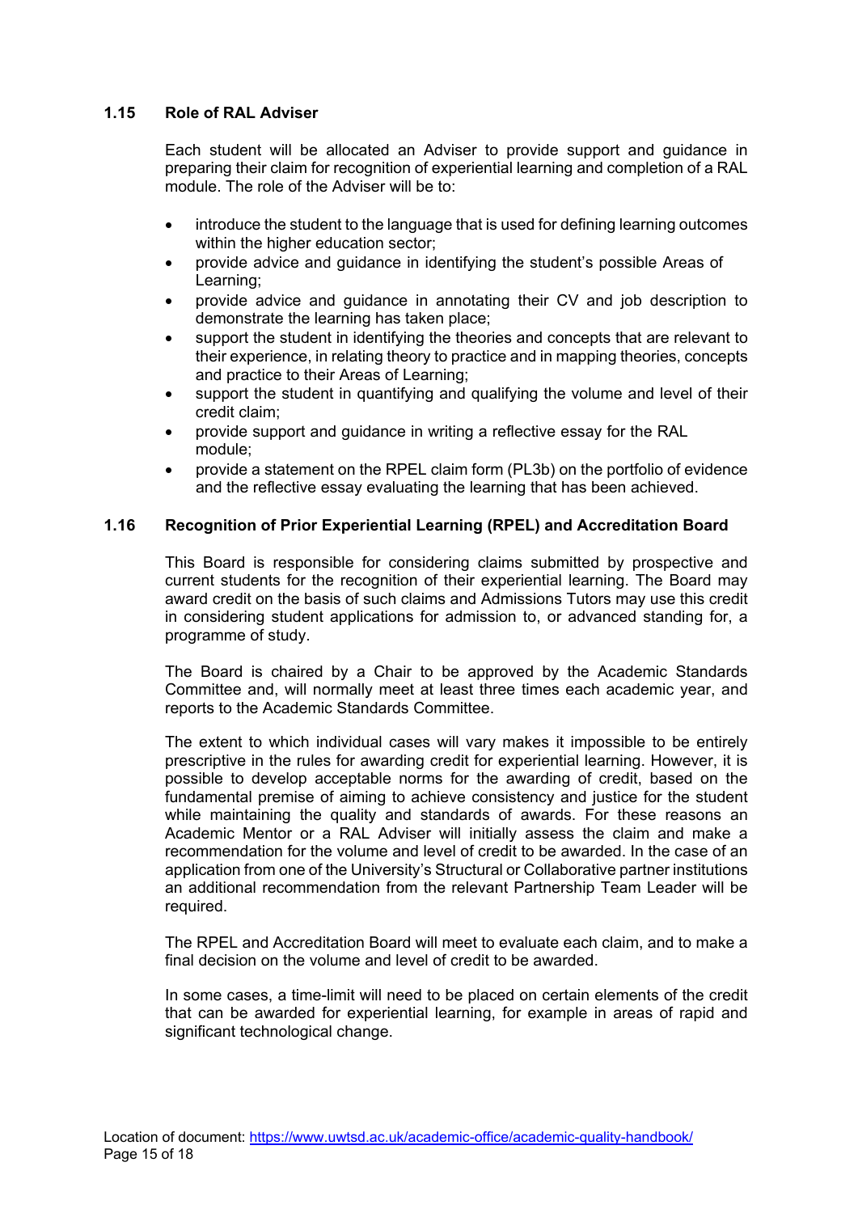### 1.15 Role of RAL Adviser

Each student will be allocated an Adviser to provide support and guidance in preparing their claim for recognition of experiential learning and completion of a RAL module. The role of the Adviser will be to:

- introduce the student to the language that is used for defining learning outcomes within the higher education sector;
- provide advice and guidance in identifying the student's possible Areas of Learning;
- provide advice and guidance in annotating their CV and job description to demonstrate the learning has taken place;
- support the student in identifying the theories and concepts that are relevant to their experience, in relating theory to practice and in mapping theories, concepts and practice to their Areas of Learning;
- support the student in quantifying and qualifying the volume and level of their credit claim;
- provide support and guidance in writing a reflective essay for the RAL module;
- provide a statement on the RPEL claim form (PL3b) on the portfolio of evidence and the reflective essay evaluating the learning that has been achieved.

### 1.16 Recognition of Prior Experiential Learning (RPEL) and Accreditation Board

This Board is responsible for considering claims submitted by prospective and current students for the recognition of their experiential learning. The Board may award credit on the basis of such claims and Admissions Tutors may use this credit in considering student applications for admission to, or advanced standing for, a programme of study.

The Board is chaired by a Chair to be approved by the Academic Standards Committee and, will normally meet at least three times each academic year, and reports to the Academic Standards Committee.

The extent to which individual cases will vary makes it impossible to be entirely prescriptive in the rules for awarding credit for experiential learning. However, it is possible to develop acceptable norms for the awarding of credit, based on the fundamental premise of aiming to achieve consistency and justice for the student while maintaining the quality and standards of awards. For these reasons an Academic Mentor or a RAL Adviser will initially assess the claim and make a recommendation for the volume and level of credit to be awarded. In the case of an application from one of the University's Structural or Collaborative partner institutions an additional recommendation from the relevant Partnership Team Leader will be required.

The RPEL and Accreditation Board will meet to evaluate each claim, and to make a final decision on the volume and level of credit to be awarded.

In some cases, a time-limit will need to be placed on certain elements of the credit that can be awarded for experiential learning, for example in areas of rapid and significant technological change.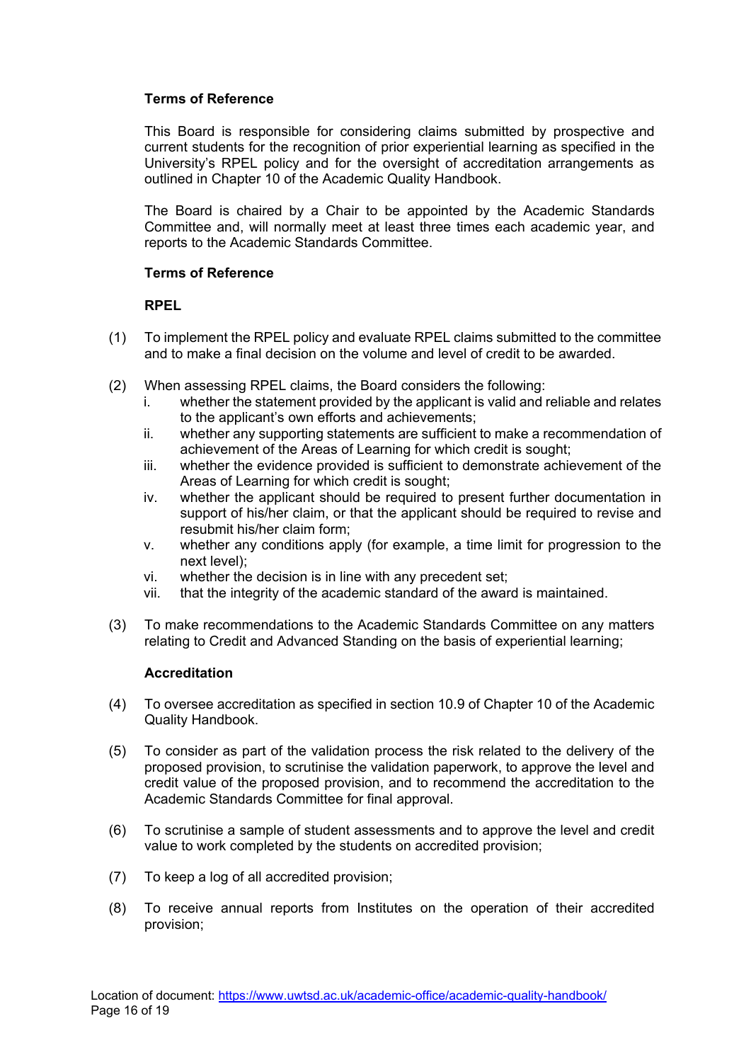**Terms of Reference**

This Board is responsible for considering claims submitted by prospective and current students for the recognition of prior experiential learning as specified in the University's RPEL policy and for the oversight of accreditation arrangements as outlined in Chapter 10 of the Academic Quality Handbook.

The Board is chaired by a Chair to be appointed by the Academic Standards Committee and, will normally meet at least three times each academic year, and reports to the Academic Standards Committee.

**Terms of Reference**

**RPEL**

(1) To implement the RPEL policy and evaluate RPEL claims submitted to the committee and to make a final decision on the volume and level of credit to be awarded.

(2) When assessing RPEL claims, the Board considers the following:
  i. whether the statement provided by the applicant is valid and reliable and relates to the applicant's own efforts and achievements;
  ii. whether any supporting statements are sufficient to make a recommendation of achievement of the Areas of Learning for which credit is sought;
  iii. whether the evidence provided is sufficient to demonstrate achievement of the Areas of Learning for which credit is sought;
  iv. whether the applicant should be required to present further documentation in support of his/her claim, or that the applicant should be required to revise and resubmit his/her claim form;
  v. whether any conditions apply (for example, a time limit for progression to the next level);
  vi. whether the decision is in line with any precedent set;
  vii. that the integrity of the academic standard of the award is maintained.

(3) To make recommendations to the Academic Standards Committee on any matters relating to Credit and Advanced Standing on the basis of experiential learning;

**Accreditation**

(4) To oversee accreditation as specified in section 10.9 of Chapter 10 of the Academic Quality Handbook.

(5) To consider as part of the validation process the risk related to the delivery of the proposed provision, to scrutinise the validation paperwork, to approve the level and credit value of the proposed provision, and to recommend the accreditation to the Academic Standards Committee for final approval.

(6) To scrutinise a sample of student assessments and to approve the level and credit value to work completed by the students on accredited provision;

(7) To keep a log of all accredited provision;

(8) To receive annual reports from Institutes on the operation of their accredited provision;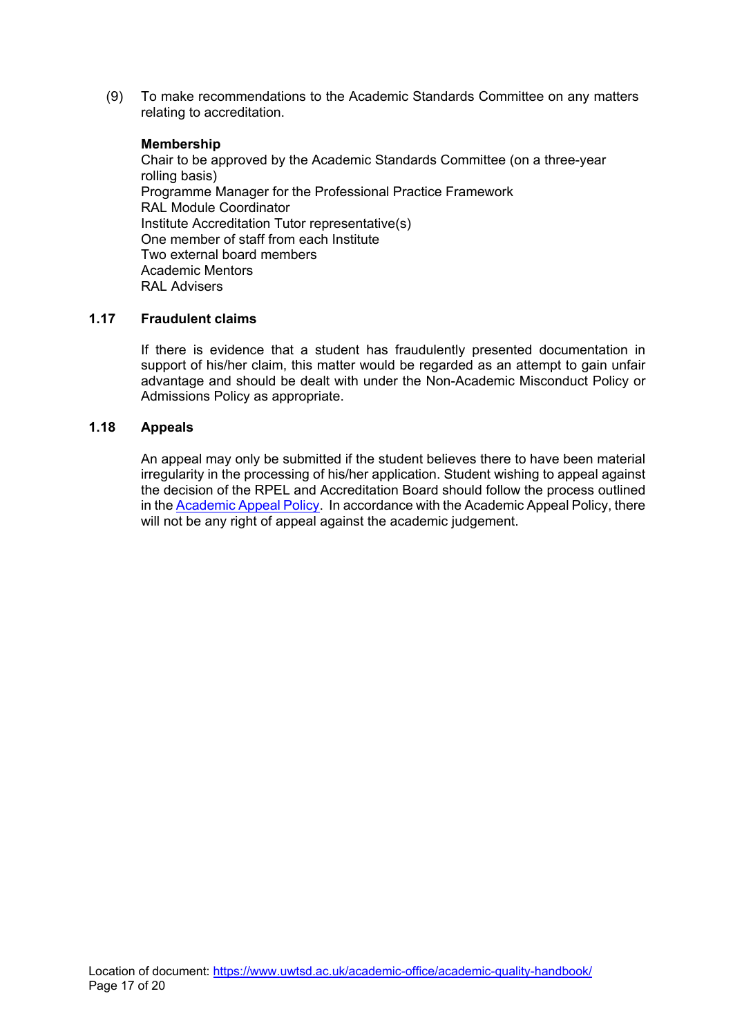(9) To make recommendations to the Academic Standards Committee on any matters relating to accreditation.

**Membership**

Chair to be approved by the Academic Standards Committee (on a three-year rolling basis)
Programme Manager for the Professional Practice Framework
RAL Module Coordinator
Institute Accreditation Tutor representative(s)
One member of staff from each Institute
Two external board members
Academic Mentors
RAL Advisers

### 1.17 Fraudulent claims

If there is evidence that a student has fraudulently presented documentation in support of his/her claim, this matter would be regarded as an attempt to gain unfair advantage and should be dealt with under the Non-Academic Misconduct Policy or Admissions Policy as appropriate.

### 1.18 Appeals

An appeal may only be submitted if the student believes there to have been material irregularity in the processing of his/her application. Student wishing to appeal against the decision of the RPEL and Accreditation Board should follow the process outlined in the Academic Appeal Policy. In accordance with the Academic Appeal Policy, there will not be any right of appeal against the academic judgement.

Location of document: https://www.uwtsd.ac.uk/academic-office/academic-quality-handbook/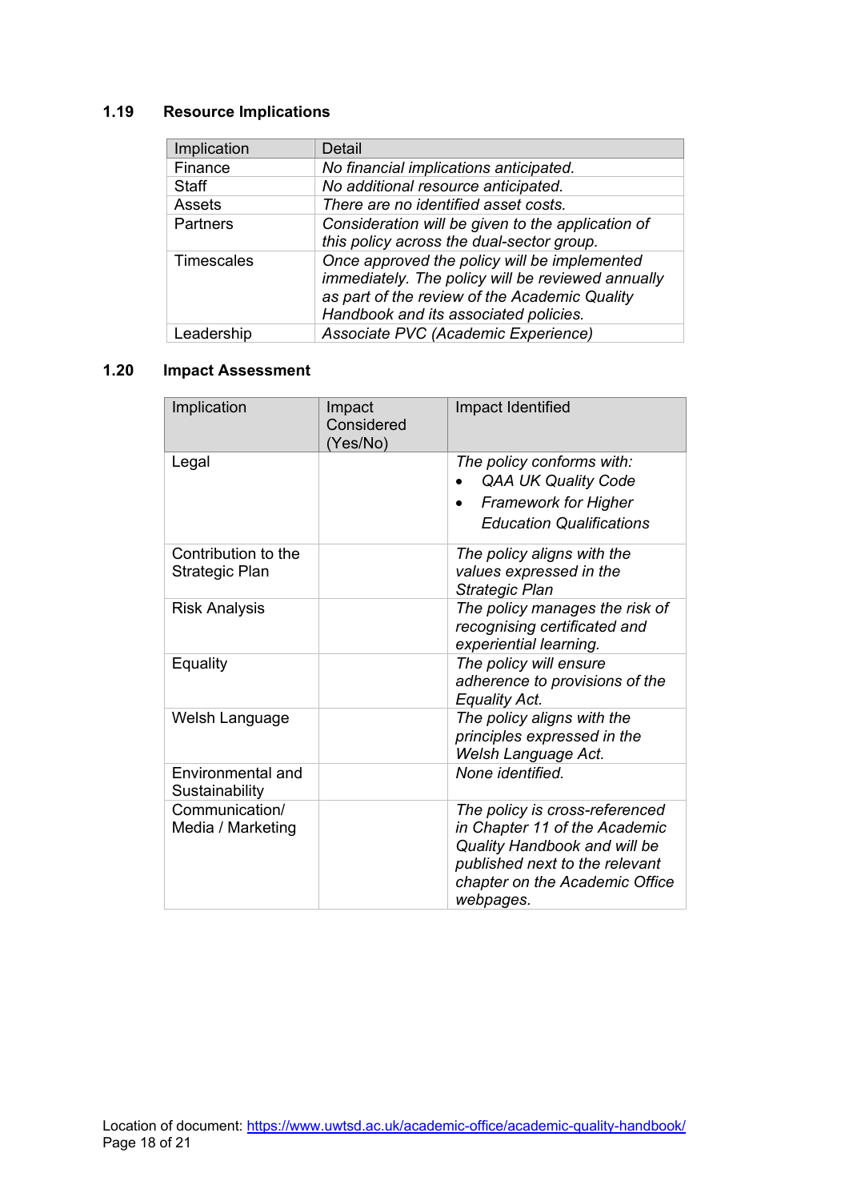### 1.19 Resource Implications

| Implication | Detail |
|---|---|
| Finance | *No financial implications anticipated.* |
| Staff | *No additional resource anticipated.* |
| Assets | *There are no identified asset costs.* |
| Partners | *Consideration will be given to the application of this policy across the dual-sector group.* |
| Timescales | *Once approved the policy will be implemented immediately. The policy will be reviewed annually as part of the review of the Academic Quality Handbook and its associated policies.* |
| Leadership | *Associate PVC (Academic Experience)* |

### 1.20 Impact Assessment

| Implication | Impact Considered (Yes/No) | Impact Identified |
|---|---|---|
| Legal | | *The policy conforms with:* <br>• *QAA UK Quality Code* <br>• *Framework for Higher Education Qualifications* |
| Contribution to the Strategic Plan | | *The policy aligns with the values expressed in the Strategic Plan* |
| Risk Analysis | | *The policy manages the risk of recognising certificated and experiential learning.* |
| Equality | | *The policy will ensure adherence to provisions of the Equality Act.* |
| Welsh Language | | *The policy aligns with the principles expressed in the Welsh Language Act.* |
| Environmental and Sustainability | | *None identified.* |
| Communication/ Media / Marketing | | *The policy is cross-referenced in Chapter 11 of the Academic Quality Handbook and will be published next to the relevant chapter on the Academic Office webpages.* |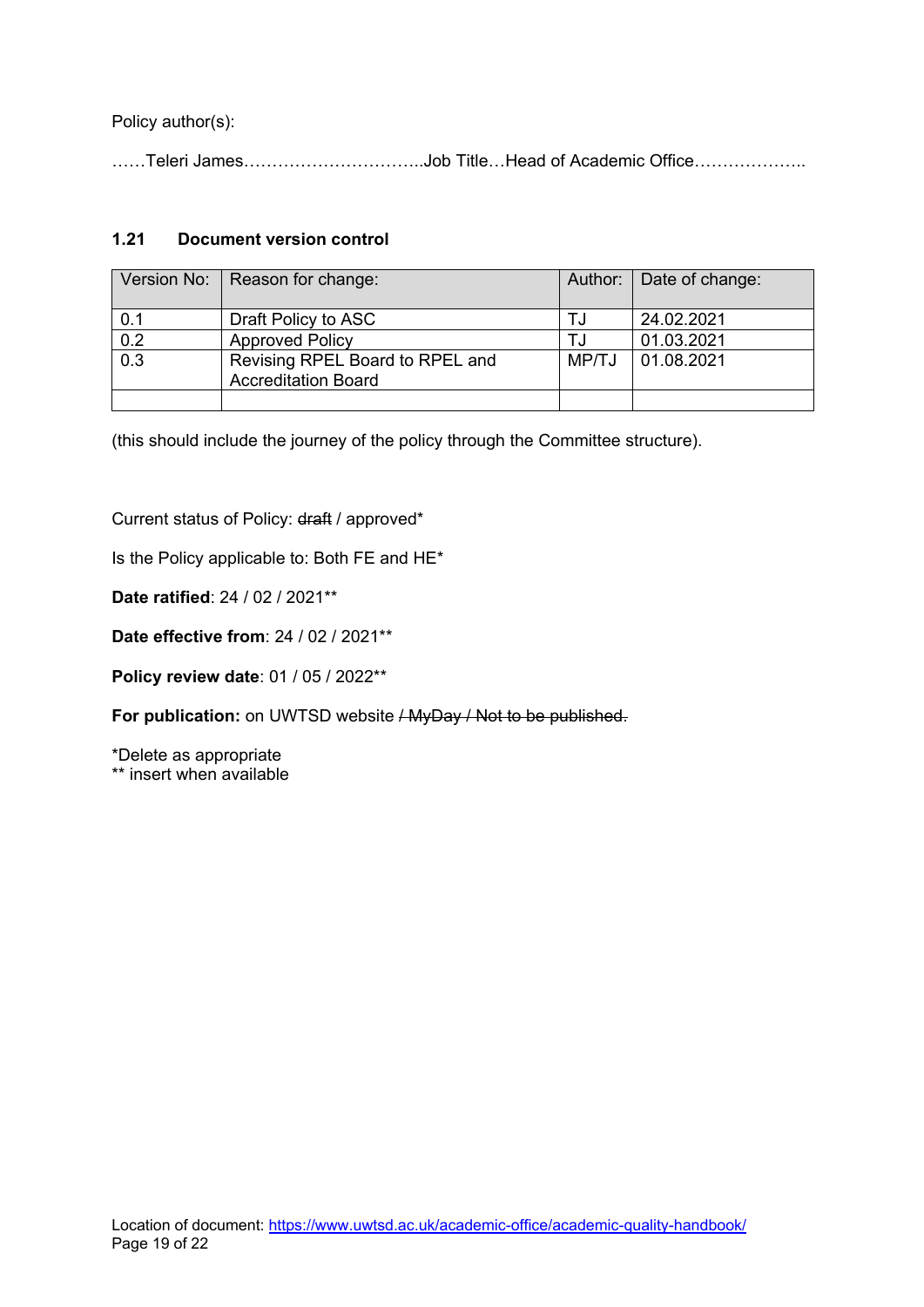Policy author(s):

……Teleri James…………………………..Job Title…Head of Academic Office………………..

### 1.21 Document version control

| Version No: | Reason for change: | Author: | Date of change: |
|---|---|---|---|
| 0.1 | Draft Policy to ASC | TJ | 24.02.2021 |
| 0.2 | Approved Policy | TJ | 01.03.2021 |
| 0.3 | Revising RPEL Board to RPEL and Accreditation Board | MP/TJ | 01.08.2021 |
| | | | |

(this should include the journey of the policy through the Committee structure).

Current status of Policy: ~~draft~~ / approved*

Is the Policy applicable to: Both FE and HE*

**Date ratified**: 24 / 02 / 2021**

**Date effective from**: 24 / 02 / 2021**

**Policy review date**: 01 / 05 / 2022**

**For publication:** on UWTSD website ~~/ MyDay / Not to be published.~~

*Delete as appropriate
** insert when available

Location of document: https://www.uwtsd.ac.uk/academic-office/academic-quality-handbook/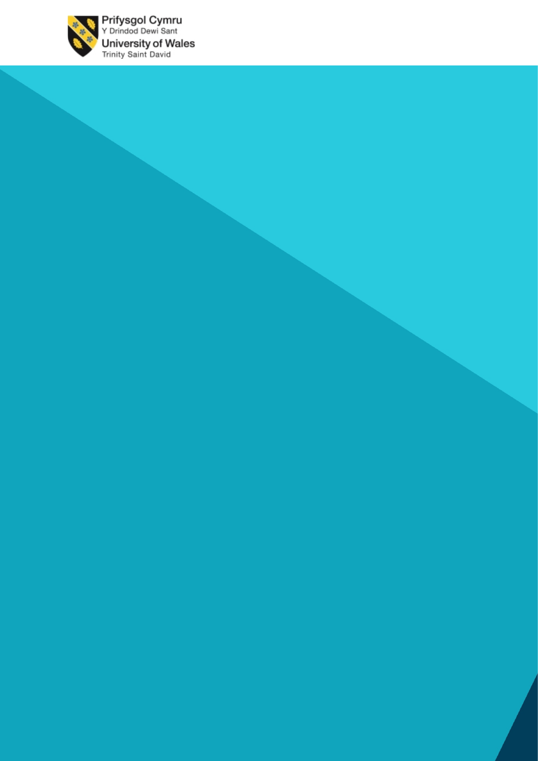Prifysgol Cymru
Y Drindod Dewi Sant
University of Wales
Trinity Saint David